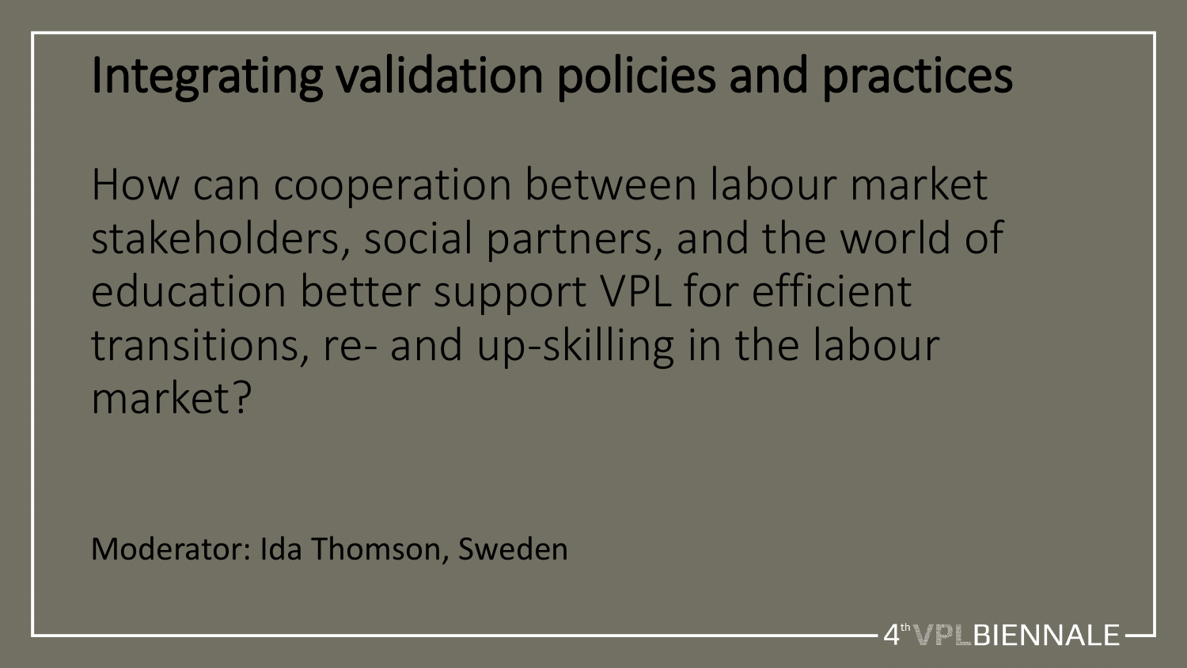# Integrating validation policies and practices

How can cooperation between labour market stakeholders, social partners, and the world of education better support VPL for efficient transitions, re- and up-skilling in the labour market?

Moderator: Ida Thomson, Sweden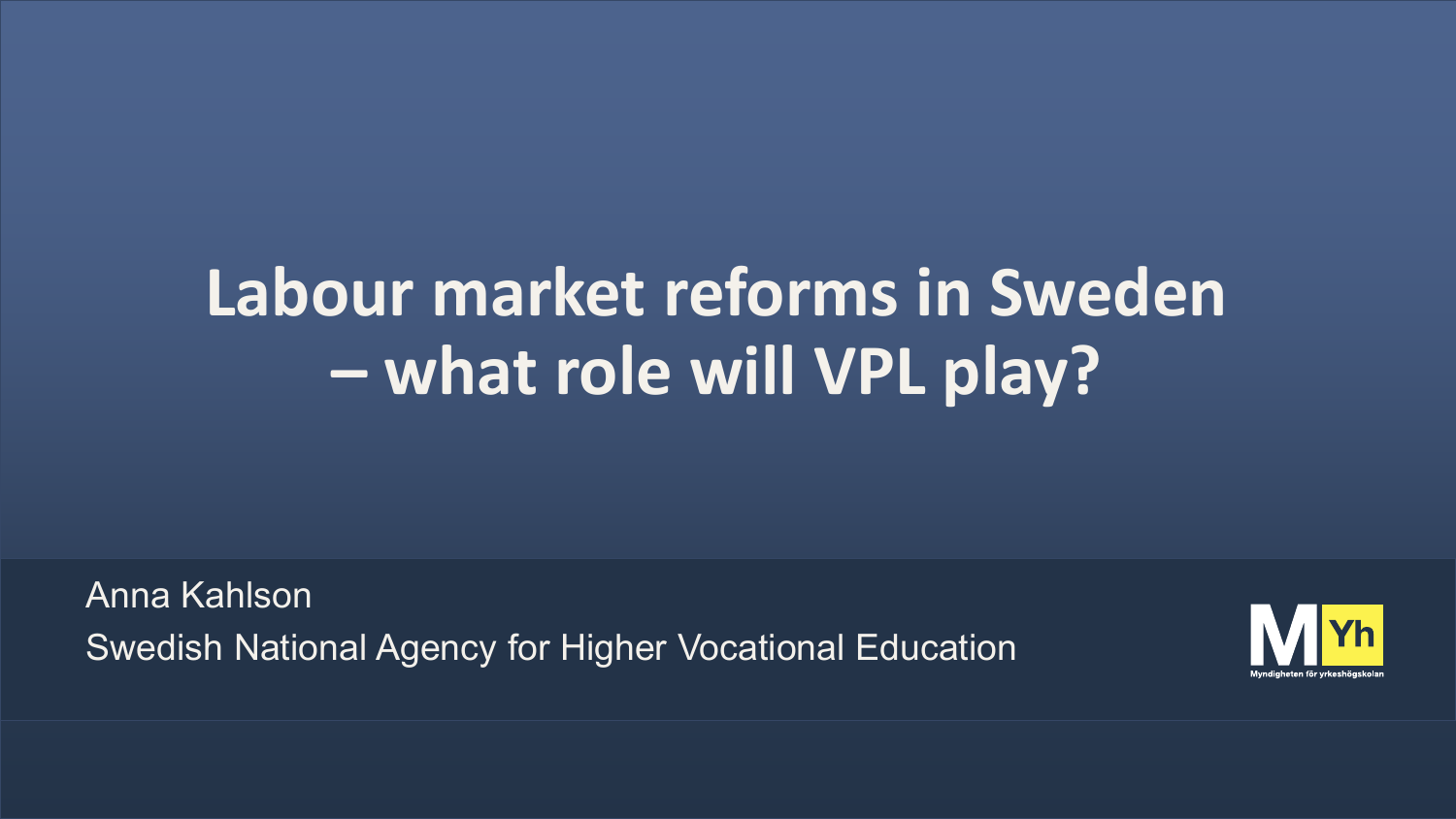# Labour market reforms in Sweden – what role will VPL play?

Anna Kahlson

Swedish National Agency for Higher Vocational Education

Myndigheten för yrkeshögskolan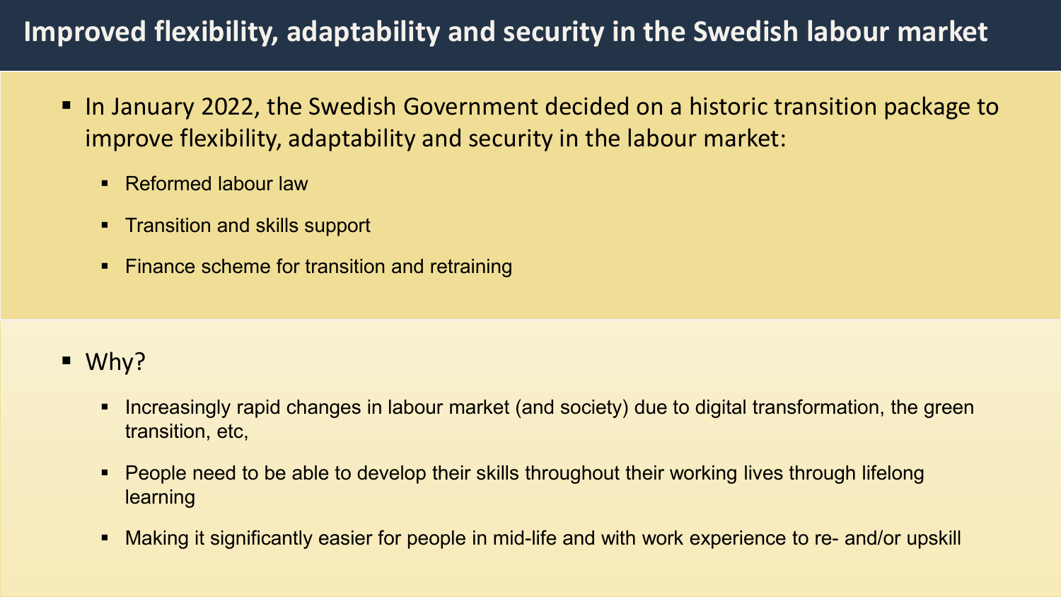# Improved flexibility, adaptability and security in the Swedish labour market

- In January 2022, the Swedish Government decided on a historic transition package to improve flexibility, adaptability and security in the labour market:
  - Reformed labour law
  - Transition and skills support
  - Finance scheme for transition and retraining

- Why?
  - Increasingly rapid changes in labour market (and society) due to digital transformation, the green transition, etc,
  - People need to be able to develop their skills throughout their working lives through lifelong learning
  - Making it significantly easier for people in mid-life and with work experience to re- and/or upskill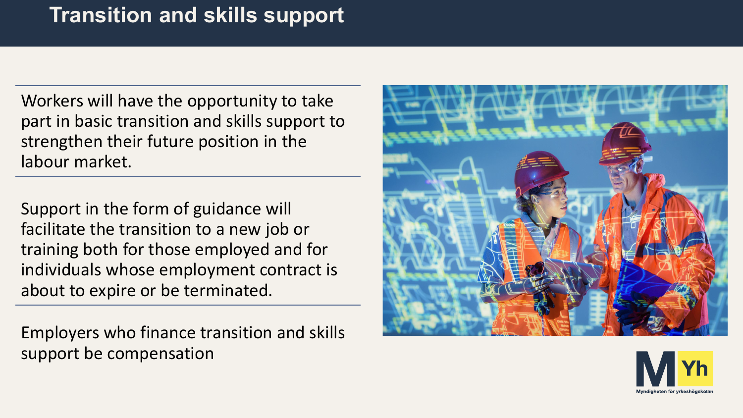# Transition and skills support

Workers will have the opportunity to take part in basic transition and skills support to strengthen their future position in the labour market.

Support in the form of guidance will facilitate the transition to a new job or training both for those employed and for individuals whose employment contract is about to expire or be terminated.

Employers who finance transition and skills support be compensation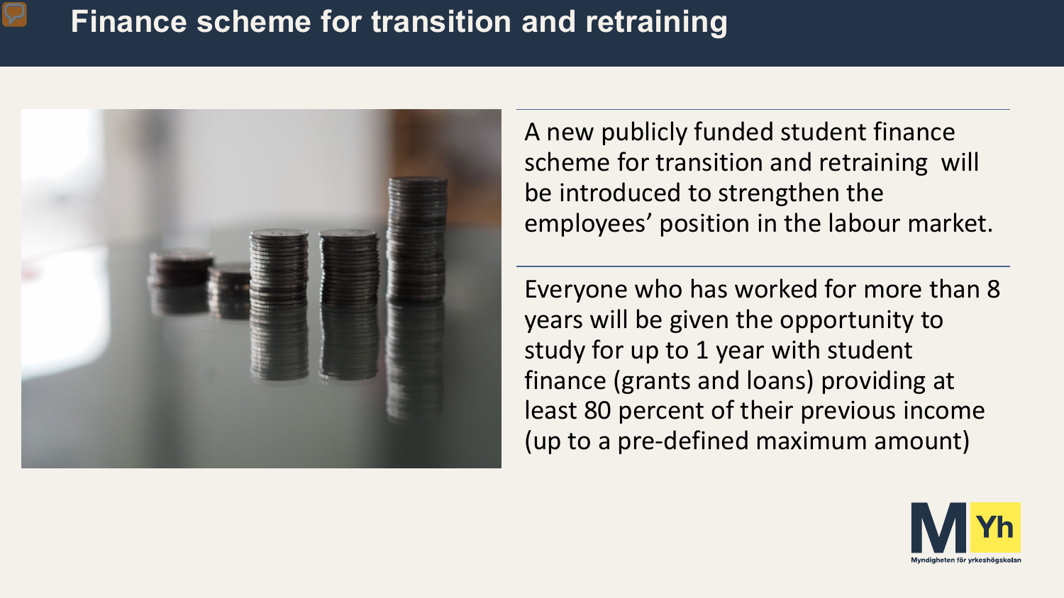# Finance scheme for transition and retraining

A new publicly funded student finance scheme for transition and retraining will be introduced to strengthen the employees' position in the labour market.

Everyone who has worked for more than 8 years will be given the opportunity to study for up to 1 year with student finance (grants and loans) providing at least 80 percent of their previous income (up to a pre-defined maximum amount)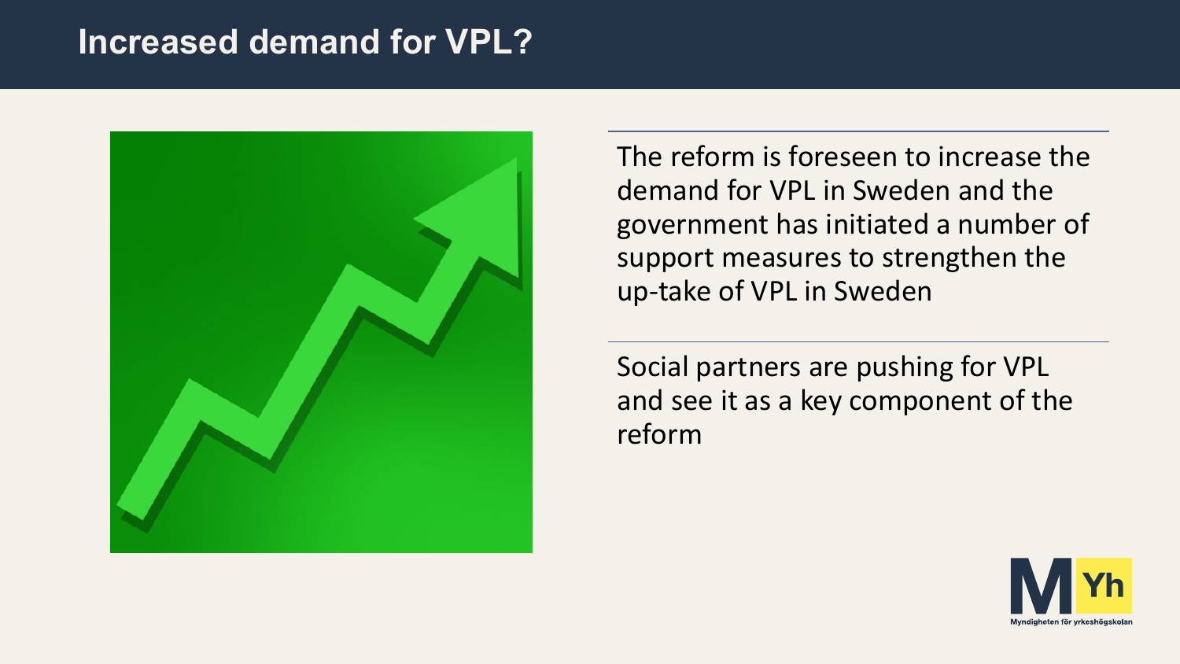# Increased demand for VPL?

The reform is foreseen to increase the demand for VPL in Sweden and the government has initiated a number of support measures to strengthen the up-take of VPL in Sweden

Social partners are pushing for VPL and see it as a key component of the reform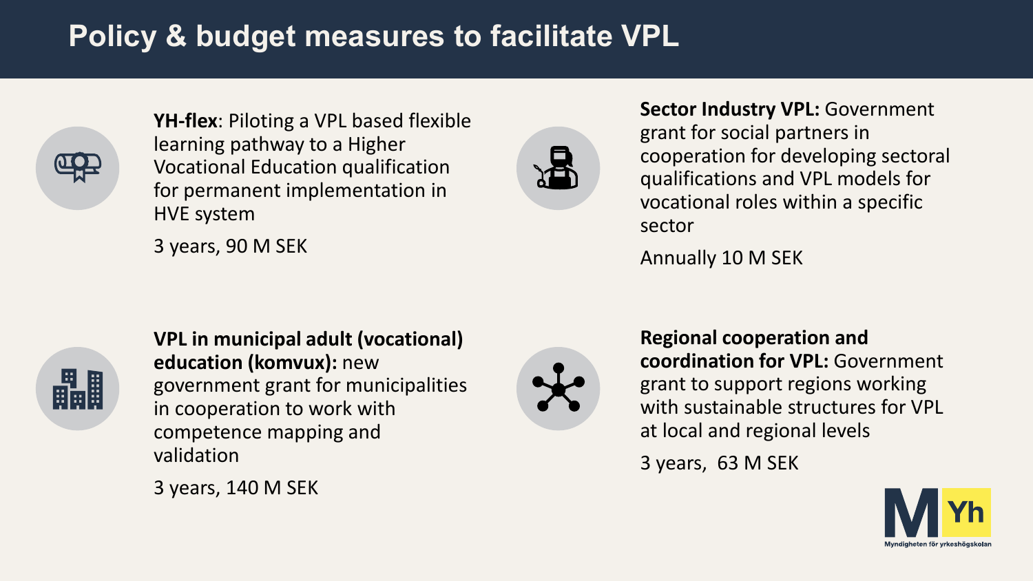# Policy & budget measures to facilitate VPL

**YH-flex**: Piloting a VPL based flexible learning pathway to a Higher Vocational Education qualification for permanent implementation in HVE system

3 years, 90 M SEK

**Sector Industry VPL:** Government grant for social partners in cooperation for developing sectoral qualifications and VPL models for vocational roles within a specific sector

Annually 10 M SEK

**VPL in municipal adult (vocational) education (komvux):** new government grant for municipalities in cooperation to work with competence mapping and validation

3 years, 140 M SEK

**Regional cooperation and coordination for VPL:** Government grant to support regions working with sustainable structures for VPL at local and regional levels

3 years, 63 M SEK

Myndigheten för yrkeshögskolan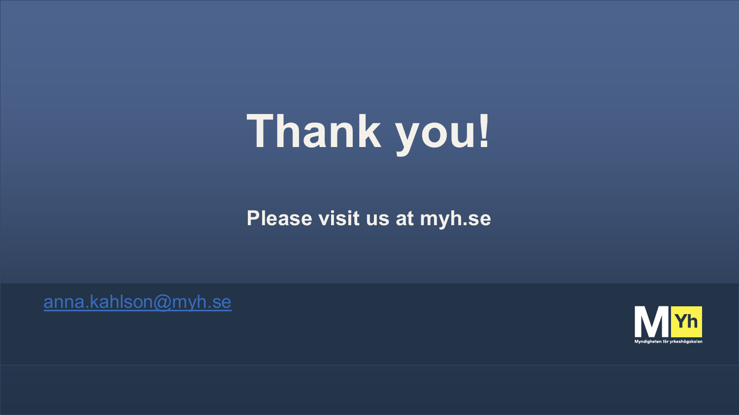# Thank you!

**Please visit us at myh.se**

anna.kahlson@myh.se

Myndigheten för yrkeshögskolan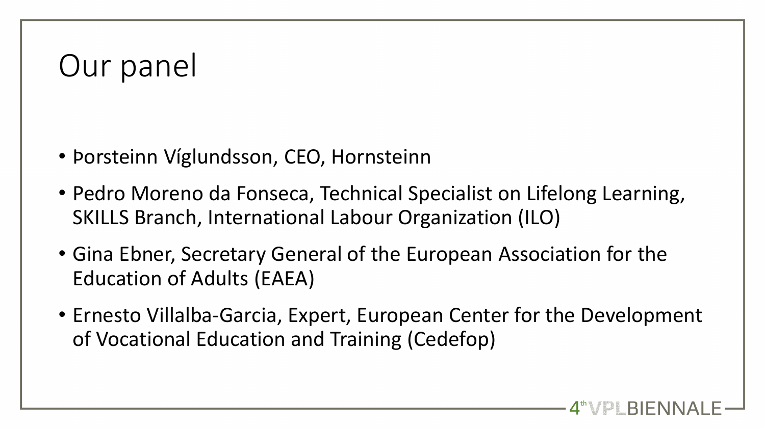# Our panel

- Þorsteinn Víglundsson, CEO, Hornsteinn
- Pedro Moreno da Fonseca, Technical Specialist on Lifelong Learning, SKILLS Branch, International Labour Organization (ILO)
- Gina Ebner, Secretary General of the European Association for the Education of Adults (EAEA)
- Ernesto Villalba-Garcia, Expert, European Center for the Development of Vocational Education and Training (Cedefop)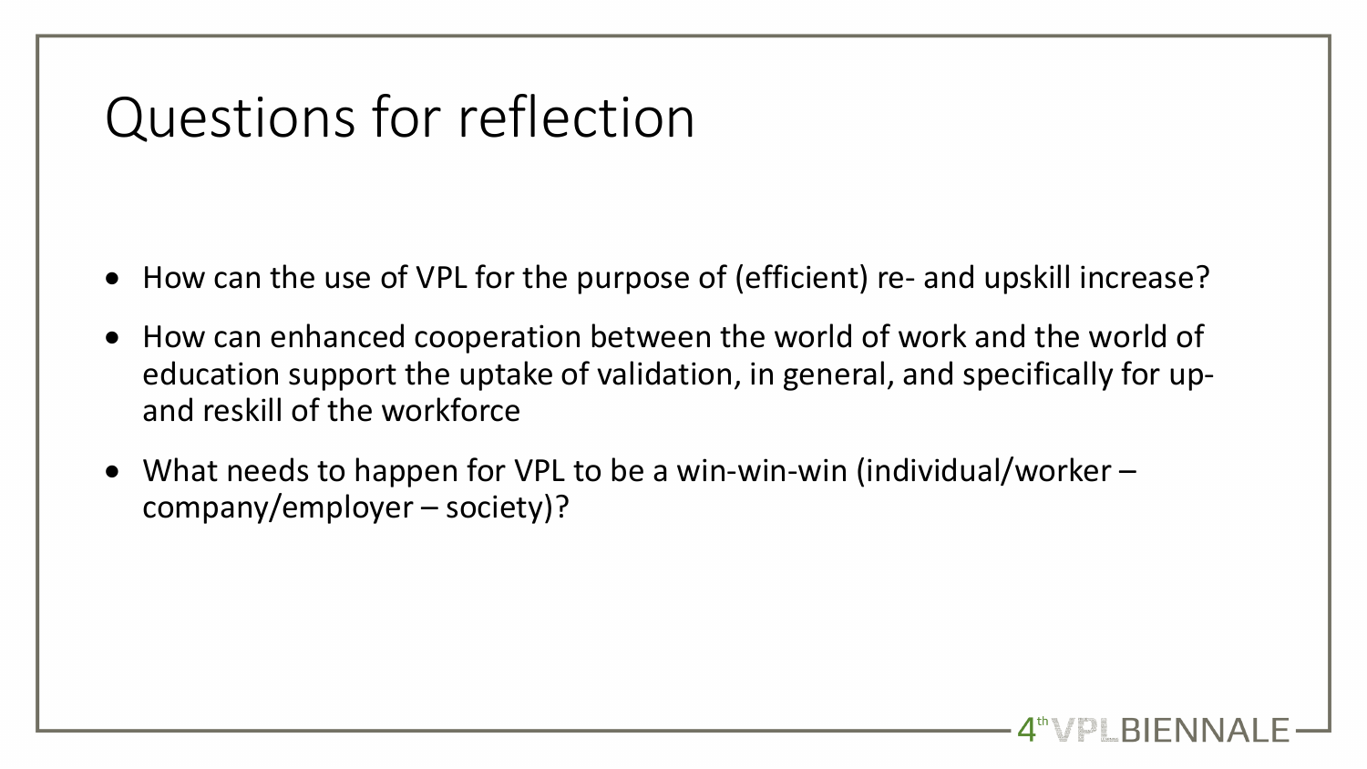# Questions for reflection

- How can the use of VPL for the purpose of (efficient) re- and upskill increase?
- How can enhanced cooperation between the world of work and the world of education support the uptake of validation, in general, and specifically for up- and reskill of the workforce
- What needs to happen for VPL to be a win-win-win (individual/worker – company/employer – society)?